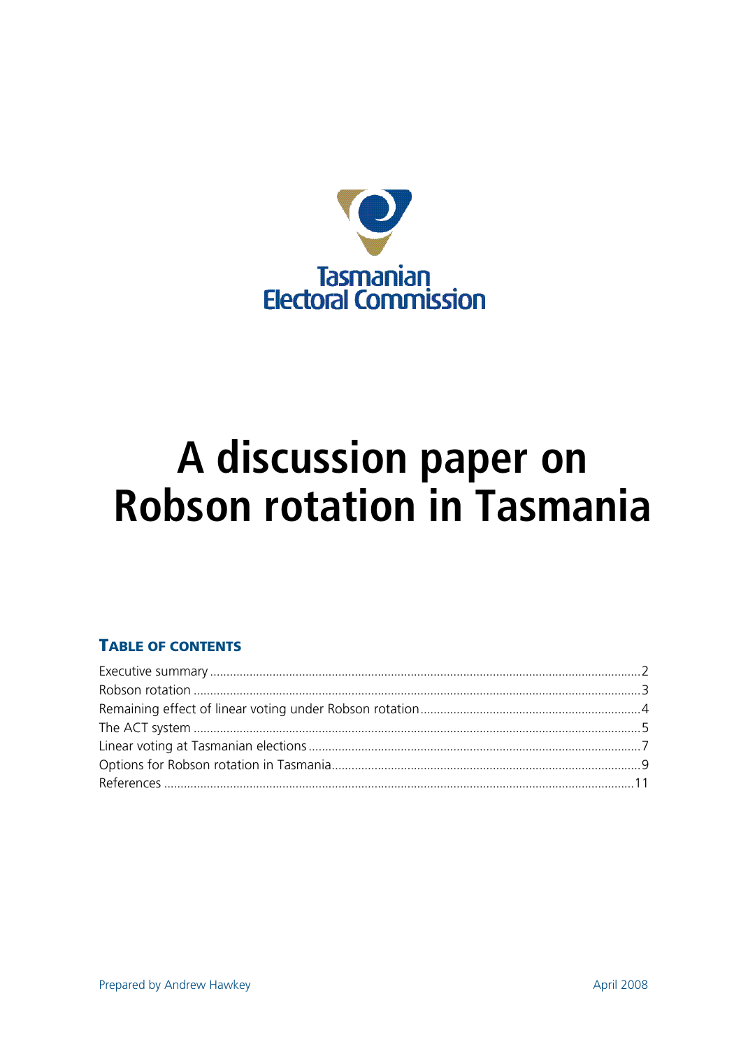Tasmanian Electoral Commission

# A discussion paper on Robson rotation in Tasmania

## TABLE OF CONTENTS

Executive summary ....................................................................................................2
Robson rotation ..........................................................................................................3
Remaining effect of linear voting under Robson rotation ..........................................4
The ACT system ..........................................................................................................5
Linear voting at Tasmanian elections .........................................................................7
Options for Robson rotation in Tasmania ...................................................................9
References .................................................................................................................11

Prepared by Andrew Hawkey

April 2008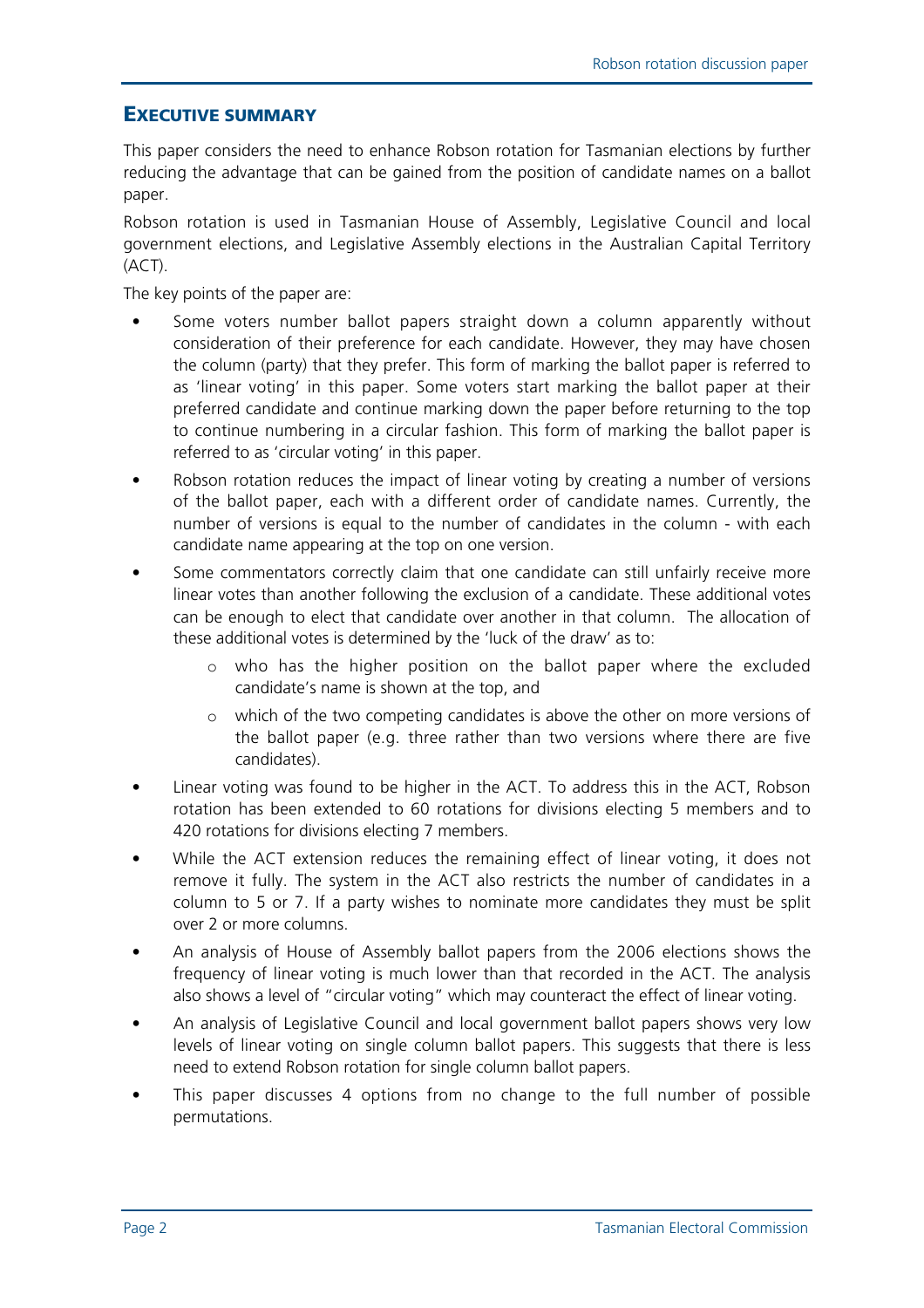## EXECUTIVE SUMMARY

This paper considers the need to enhance Robson rotation for Tasmanian elections by further reducing the advantage that can be gained from the position of candidate names on a ballot paper.

Robson rotation is used in Tasmanian House of Assembly, Legislative Council and local government elections, and Legislative Assembly elections in the Australian Capital Territory (ACT).

The key points of the paper are:

- Some voters number ballot papers straight down a column apparently without consideration of their preference for each candidate. However, they may have chosen the column (party) that they prefer. This form of marking the ballot paper is referred to as 'linear voting' in this paper. Some voters start marking the ballot paper at their preferred candidate and continue marking down the paper before returning to the top to continue numbering in a circular fashion. This form of marking the ballot paper is referred to as 'circular voting' in this paper.
- Robson rotation reduces the impact of linear voting by creating a number of versions of the ballot paper, each with a different order of candidate names. Currently, the number of versions is equal to the number of candidates in the column - with each candidate name appearing at the top on one version.
- Some commentators correctly claim that one candidate can still unfairly receive more linear votes than another following the exclusion of a candidate. These additional votes can be enough to elect that candidate over another in that column. The allocation of these additional votes is determined by the 'luck of the draw' as to:
    - who has the higher position on the ballot paper where the excluded candidate's name is shown at the top, and
    - which of the two competing candidates is above the other on more versions of the ballot paper (e.g. three rather than two versions where there are five candidates).
- Linear voting was found to be higher in the ACT. To address this in the ACT, Robson rotation has been extended to 60 rotations for divisions electing 5 members and to 420 rotations for divisions electing 7 members.
- While the ACT extension reduces the remaining effect of linear voting, it does not remove it fully. The system in the ACT also restricts the number of candidates in a column to 5 or 7. If a party wishes to nominate more candidates they must be split over 2 or more columns.
- An analysis of House of Assembly ballot papers from the 2006 elections shows the frequency of linear voting is much lower than that recorded in the ACT. The analysis also shows a level of "circular voting" which may counteract the effect of linear voting.
- An analysis of Legislative Council and local government ballot papers shows very low levels of linear voting on single column ballot papers. This suggests that there is less need to extend Robson rotation for single column ballot papers.
- This paper discusses 4 options from no change to the full number of possible permutations.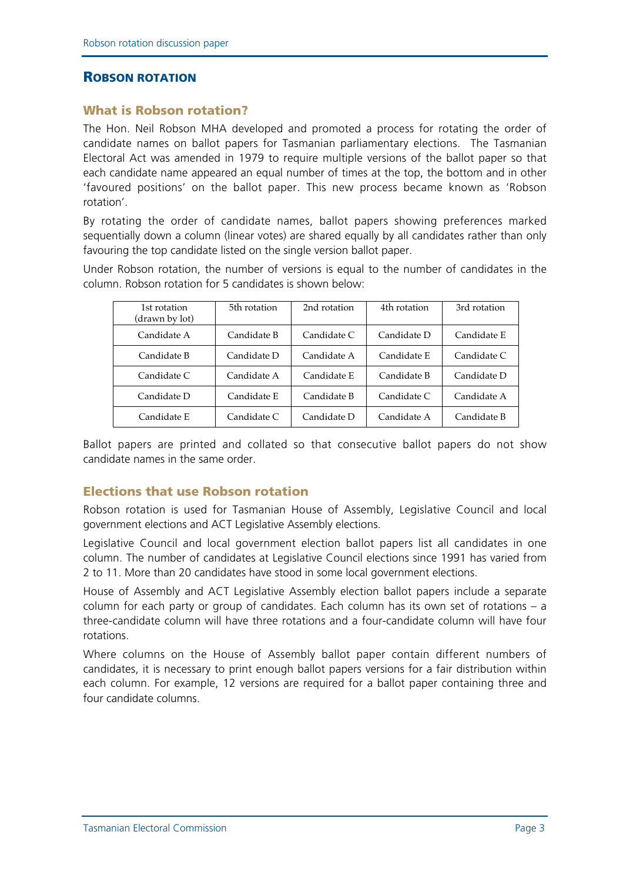## Robson rotation

### What is Robson rotation?

The Hon. Neil Robson MHA developed and promoted a process for rotating the order of candidate names on ballot papers for Tasmanian parliamentary elections. The Tasmanian Electoral Act was amended in 1979 to require multiple versions of the ballot paper so that each candidate name appeared an equal number of times at the top, the bottom and in other 'favoured positions' on the ballot paper. This new process became known as 'Robson rotation'.

By rotating the order of candidate names, ballot papers showing preferences marked sequentially down a column (linear votes) are shared equally by all candidates rather than only favouring the top candidate listed on the single version ballot paper.

Under Robson rotation, the number of versions is equal to the number of candidates in the column. Robson rotation for 5 candidates is shown below:

| 1st rotation (drawn by lot) | 5th rotation | 2nd rotation | 4th rotation | 3rd rotation |
|---|---|---|---|---|
| Candidate A | Candidate B | Candidate C | Candidate D | Candidate E |
| Candidate B | Candidate D | Candidate A | Candidate E | Candidate C |
| Candidate C | Candidate A | Candidate E | Candidate B | Candidate D |
| Candidate D | Candidate E | Candidate B | Candidate C | Candidate A |
| Candidate E | Candidate C | Candidate D | Candidate A | Candidate B |

Ballot papers are printed and collated so that consecutive ballot papers do not show candidate names in the same order.

### Elections that use Robson rotation

Robson rotation is used for Tasmanian House of Assembly, Legislative Council and local government elections and ACT Legislative Assembly elections.

Legislative Council and local government election ballot papers list all candidates in one column. The number of candidates at Legislative Council elections since 1991 has varied from 2 to 11. More than 20 candidates have stood in some local government elections.

House of Assembly and ACT Legislative Assembly election ballot papers include a separate column for each party or group of candidates. Each column has its own set of rotations – a three-candidate column will have three rotations and a four-candidate column will have four rotations.

Where columns on the House of Assembly ballot paper contain different numbers of candidates, it is necessary to print enough ballot papers versions for a fair distribution within each column. For example, 12 versions are required for a ballot paper containing three and four candidate columns.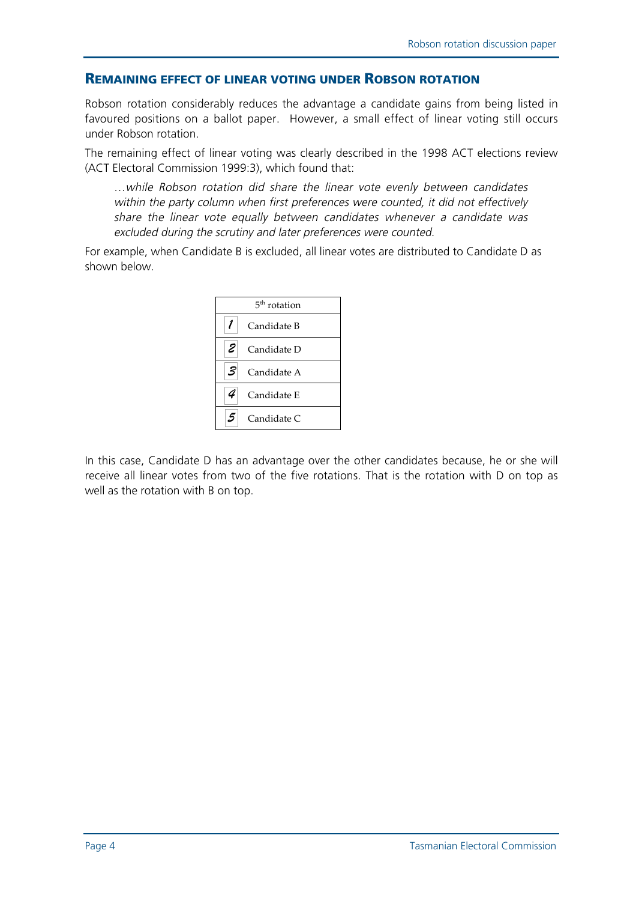## Remaining effect of linear voting under Robson rotation

Robson rotation considerably reduces the advantage a candidate gains from being listed in favoured positions on a ballot paper. However, a small effect of linear voting still occurs under Robson rotation.

The remaining effect of linear voting was clearly described in the 1998 ACT elections review (ACT Electoral Commission 1999:3), which found that:

> *…while Robson rotation did share the linear vote evenly between candidates within the party column when first preferences were counted, it did not effectively share the linear vote equally between candidates whenever a candidate was excluded during the scrutiny and later preferences were counted.*

For example, when Candidate B is excluded, all linear votes are distributed to Candidate D as shown below.

| 5th rotation | |
|---|---|
| 1 | Candidate B |
| 2 | Candidate D |
| 3 | Candidate A |
| 4 | Candidate E |
| 5 | Candidate C |

In this case, Candidate D has an advantage over the other candidates because, he or she will receive all linear votes from two of the five rotations. That is the rotation with D on top as well as the rotation with B on top.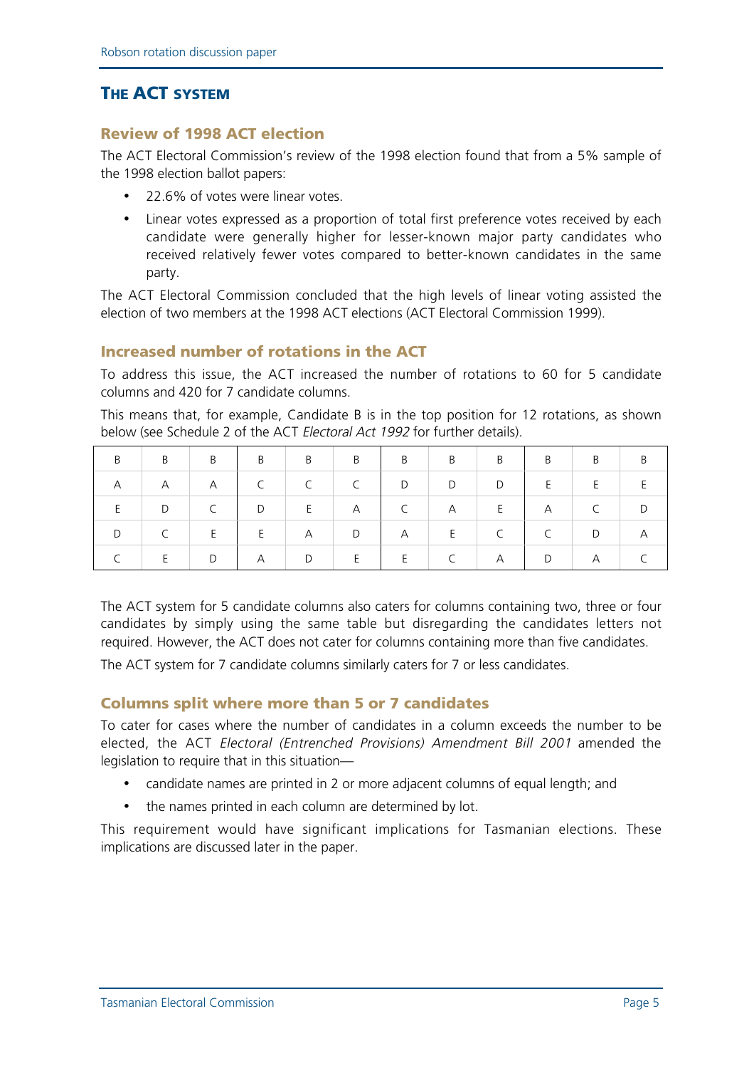## THE ACT SYSTEM

### Review of 1998 ACT election

The ACT Electoral Commission's review of the 1998 election found that from a 5% sample of the 1998 election ballot papers:

- 22.6% of votes were linear votes.
- Linear votes expressed as a proportion of total first preference votes received by each candidate were generally higher for lesser-known major party candidates who received relatively fewer votes compared to better-known candidates in the same party.

The ACT Electoral Commission concluded that the high levels of linear voting assisted the election of two members at the 1998 ACT elections (ACT Electoral Commission 1999).

### Increased number of rotations in the ACT

To address this issue, the ACT increased the number of rotations to 60 for 5 candidate columns and 420 for 7 candidate columns.

This means that, for example, Candidate B is in the top position for 12 rotations, as shown below (see Schedule 2 of the ACT *Electoral Act 1992* for further details).

| B | B | B | B | B | B | B | B | B | B | B | B |
|---|---|---|---|---|---|---|---|---|---|---|---|
| A | A | A | C | C | C | D | D | D | E | E | E |
| E | D | C | D | E | A | C | A | E | A | C | D |
| D | C | E | E | A | D | A | E | C | C | D | A |
| C | E | D | A | D | E | E | C | A | D | A | C |

The ACT system for 5 candidate columns also caters for columns containing two, three or four candidates by simply using the same table but disregarding the candidates letters not required. However, the ACT does not cater for columns containing more than five candidates.

The ACT system for 7 candidate columns similarly caters for 7 or less candidates.

### Columns split where more than 5 or 7 candidates

To cater for cases where the number of candidates in a column exceeds the number to be elected, the ACT *Electoral (Entrenched Provisions) Amendment Bill 2001* amended the legislation to require that in this situation—

- candidate names are printed in 2 or more adjacent columns of equal length; and
- the names printed in each column are determined by lot.

This requirement would have significant implications for Tasmanian elections. These implications are discussed later in the paper.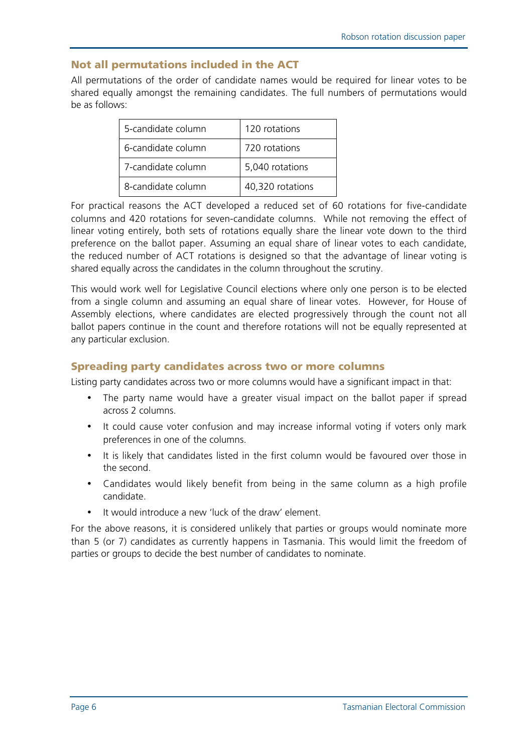## Not all permutations included in the ACT

All permutations of the order of candidate names would be required for linear votes to be shared equally amongst the remaining candidates. The full numbers of permutations would be as follows:

| 5-candidate column | 120 rotations |
|---|---|
| 6-candidate column | 720 rotations |
| 7-candidate column | 5,040 rotations |
| 8-candidate column | 40,320 rotations |

For practical reasons the ACT developed a reduced set of 60 rotations for five-candidate columns and 420 rotations for seven-candidate columns. While not removing the effect of linear voting entirely, both sets of rotations equally share the linear vote down to the third preference on the ballot paper. Assuming an equal share of linear votes to each candidate, the reduced number of ACT rotations is designed so that the advantage of linear voting is shared equally across the candidates in the column throughout the scrutiny.

This would work well for Legislative Council elections where only one person is to be elected from a single column and assuming an equal share of linear votes. However, for House of Assembly elections, where candidates are elected progressively through the count not all ballot papers continue in the count and therefore rotations will not be equally represented at any particular exclusion.

## Spreading party candidates across two or more columns

Listing party candidates across two or more columns would have a significant impact in that:

- The party name would have a greater visual impact on the ballot paper if spread across 2 columns.
- It could cause voter confusion and may increase informal voting if voters only mark preferences in one of the columns.
- It is likely that candidates listed in the first column would be favoured over those in the second.
- Candidates would likely benefit from being in the same column as a high profile candidate.
- It would introduce a new 'luck of the draw' element.

For the above reasons, it is considered unlikely that parties or groups would nominate more than 5 (or 7) candidates as currently happens in Tasmania. This would limit the freedom of parties or groups to decide the best number of candidates to nominate.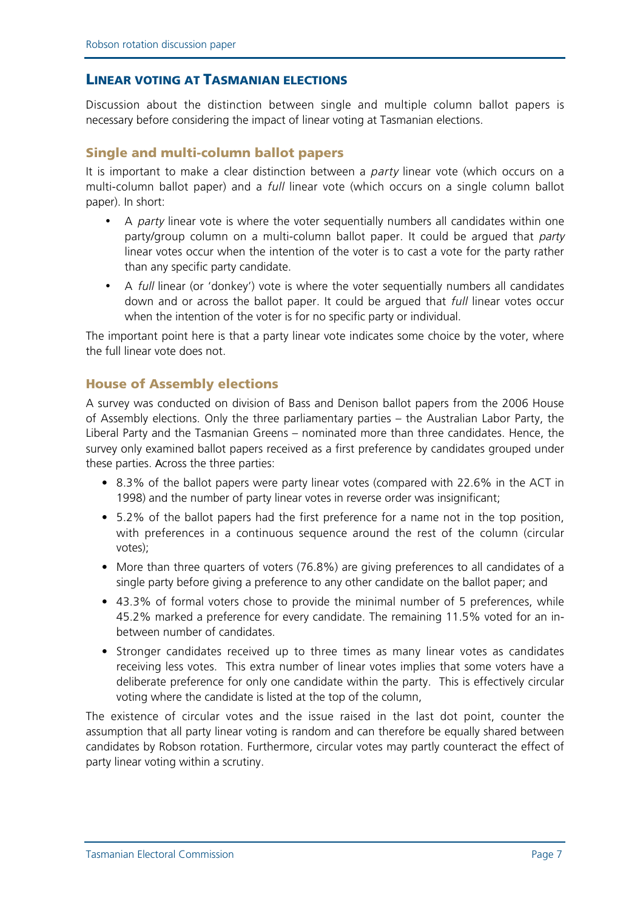## LINEAR VOTING AT TASMANIAN ELECTIONS

Discussion about the distinction between single and multiple column ballot papers is necessary before considering the impact of linear voting at Tasmanian elections.

### Single and multi-column ballot papers

It is important to make a clear distinction between a *party* linear vote (which occurs on a multi-column ballot paper) and a *full* linear vote (which occurs on a single column ballot paper). In short:

- A *party* linear vote is where the voter sequentially numbers all candidates within one party/group column on a multi-column ballot paper. It could be argued that *party* linear votes occur when the intention of the voter is to cast a vote for the party rather than any specific party candidate.
- A *full* linear (or 'donkey') vote is where the voter sequentially numbers all candidates down and or across the ballot paper. It could be argued that *full* linear votes occur when the intention of the voter is for no specific party or individual.

The important point here is that a party linear vote indicates some choice by the voter, where the full linear vote does not.

### House of Assembly elections

A survey was conducted on division of Bass and Denison ballot papers from the 2006 House of Assembly elections. Only the three parliamentary parties – the Australian Labor Party, the Liberal Party and the Tasmanian Greens – nominated more than three candidates. Hence, the survey only examined ballot papers received as a first preference by candidates grouped under these parties. Across the three parties:

- 8.3% of the ballot papers were party linear votes (compared with 22.6% in the ACT in 1998) and the number of party linear votes in reverse order was insignificant;
- 5.2% of the ballot papers had the first preference for a name not in the top position, with preferences in a continuous sequence around the rest of the column (circular votes);
- More than three quarters of voters (76.8%) are giving preferences to all candidates of a single party before giving a preference to any other candidate on the ballot paper; and
- 43.3% of formal voters chose to provide the minimal number of 5 preferences, while 45.2% marked a preference for every candidate. The remaining 11.5% voted for an in-between number of candidates.
- Stronger candidates received up to three times as many linear votes as candidates receiving less votes. This extra number of linear votes implies that some voters have a deliberate preference for only one candidate within the party. This is effectively circular voting where the candidate is listed at the top of the column,

The existence of circular votes and the issue raised in the last dot point, counter the assumption that all party linear voting is random and can therefore be equally shared between candidates by Robson rotation. Furthermore, circular votes may partly counteract the effect of party linear voting within a scrutiny.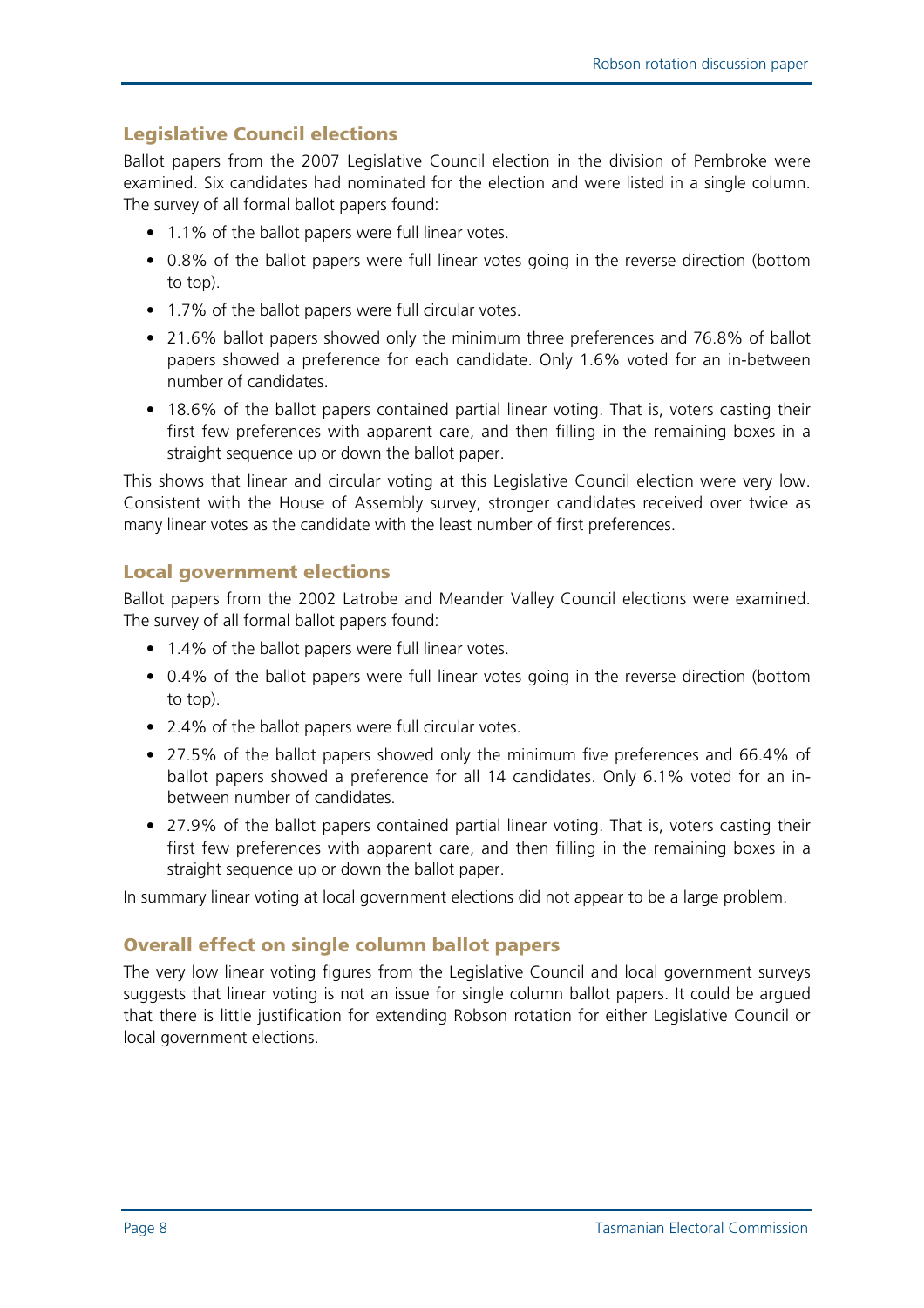## Legislative Council elections

Ballot papers from the 2007 Legislative Council election in the division of Pembroke were examined. Six candidates had nominated for the election and were listed in a single column. The survey of all formal ballot papers found:

- 1.1% of the ballot papers were full linear votes.
- 0.8% of the ballot papers were full linear votes going in the reverse direction (bottom to top).
- 1.7% of the ballot papers were full circular votes.
- 21.6% ballot papers showed only the minimum three preferences and 76.8% of ballot papers showed a preference for each candidate. Only 1.6% voted for an in-between number of candidates.
- 18.6% of the ballot papers contained partial linear voting. That is, voters casting their first few preferences with apparent care, and then filling in the remaining boxes in a straight sequence up or down the ballot paper.

This shows that linear and circular voting at this Legislative Council election were very low. Consistent with the House of Assembly survey, stronger candidates received over twice as many linear votes as the candidate with the least number of first preferences.

## Local government elections

Ballot papers from the 2002 Latrobe and Meander Valley Council elections were examined. The survey of all formal ballot papers found:

- 1.4% of the ballot papers were full linear votes.
- 0.4% of the ballot papers were full linear votes going in the reverse direction (bottom to top).
- 2.4% of the ballot papers were full circular votes.
- 27.5% of the ballot papers showed only the minimum five preferences and 66.4% of ballot papers showed a preference for all 14 candidates. Only 6.1% voted for an in-between number of candidates.
- 27.9% of the ballot papers contained partial linear voting. That is, voters casting their first few preferences with apparent care, and then filling in the remaining boxes in a straight sequence up or down the ballot paper.

In summary linear voting at local government elections did not appear to be a large problem.

## Overall effect on single column ballot papers

The very low linear voting figures from the Legislative Council and local government surveys suggests that linear voting is not an issue for single column ballot papers. It could be argued that there is little justification for extending Robson rotation for either Legislative Council or local government elections.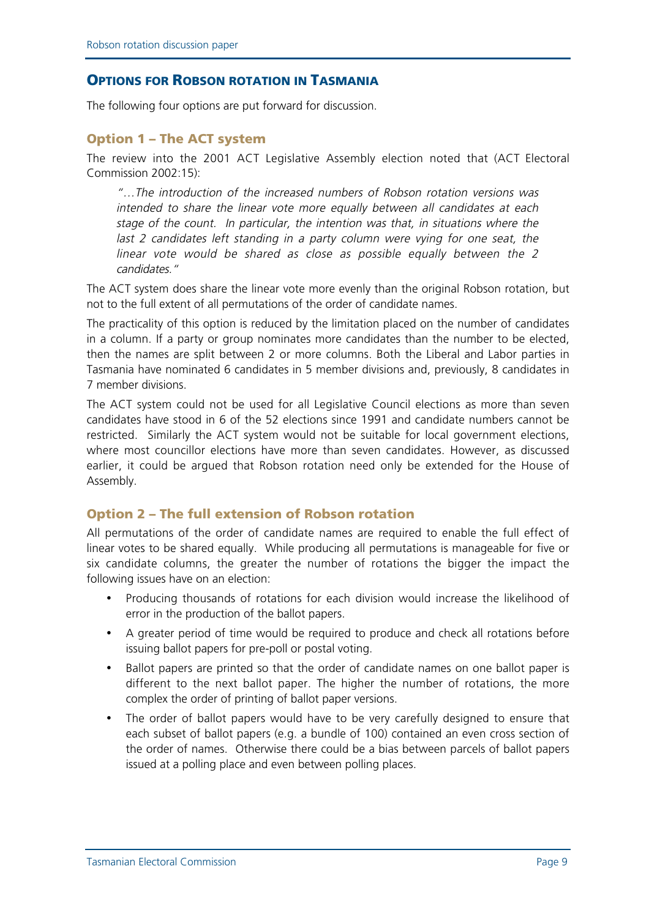## Options for Robson rotation in Tasmania

The following four options are put forward for discussion.

### Option 1 – The ACT system

The review into the 2001 ACT Legislative Assembly election noted that (ACT Electoral Commission 2002:15):

> *"…The introduction of the increased numbers of Robson rotation versions was intended to share the linear vote more equally between all candidates at each stage of the count. In particular, the intention was that, in situations where the last 2 candidates left standing in a party column were vying for one seat, the linear vote would be shared as close as possible equally between the 2 candidates."*

The ACT system does share the linear vote more evenly than the original Robson rotation, but not to the full extent of all permutations of the order of candidate names.

The practicality of this option is reduced by the limitation placed on the number of candidates in a column. If a party or group nominates more candidates than the number to be elected, then the names are split between 2 or more columns. Both the Liberal and Labor parties in Tasmania have nominated 6 candidates in 5 member divisions and, previously, 8 candidates in 7 member divisions.

The ACT system could not be used for all Legislative Council elections as more than seven candidates have stood in 6 of the 52 elections since 1991 and candidate numbers cannot be restricted. Similarly the ACT system would not be suitable for local government elections, where most councillor elections have more than seven candidates. However, as discussed earlier, it could be argued that Robson rotation need only be extended for the House of Assembly.

### Option 2 – The full extension of Robson rotation

All permutations of the order of candidate names are required to enable the full effect of linear votes to be shared equally. While producing all permutations is manageable for five or six candidate columns, the greater the number of rotations the bigger the impact the following issues have on an election:

- Producing thousands of rotations for each division would increase the likelihood of error in the production of the ballot papers.
- A greater period of time would be required to produce and check all rotations before issuing ballot papers for pre-poll or postal voting.
- Ballot papers are printed so that the order of candidate names on one ballot paper is different to the next ballot paper. The higher the number of rotations, the more complex the order of printing of ballot paper versions.
- The order of ballot papers would have to be very carefully designed to ensure that each subset of ballot papers (e.g. a bundle of 100) contained an even cross section of the order of names. Otherwise there could be a bias between parcels of ballot papers issued at a polling place and even between polling places.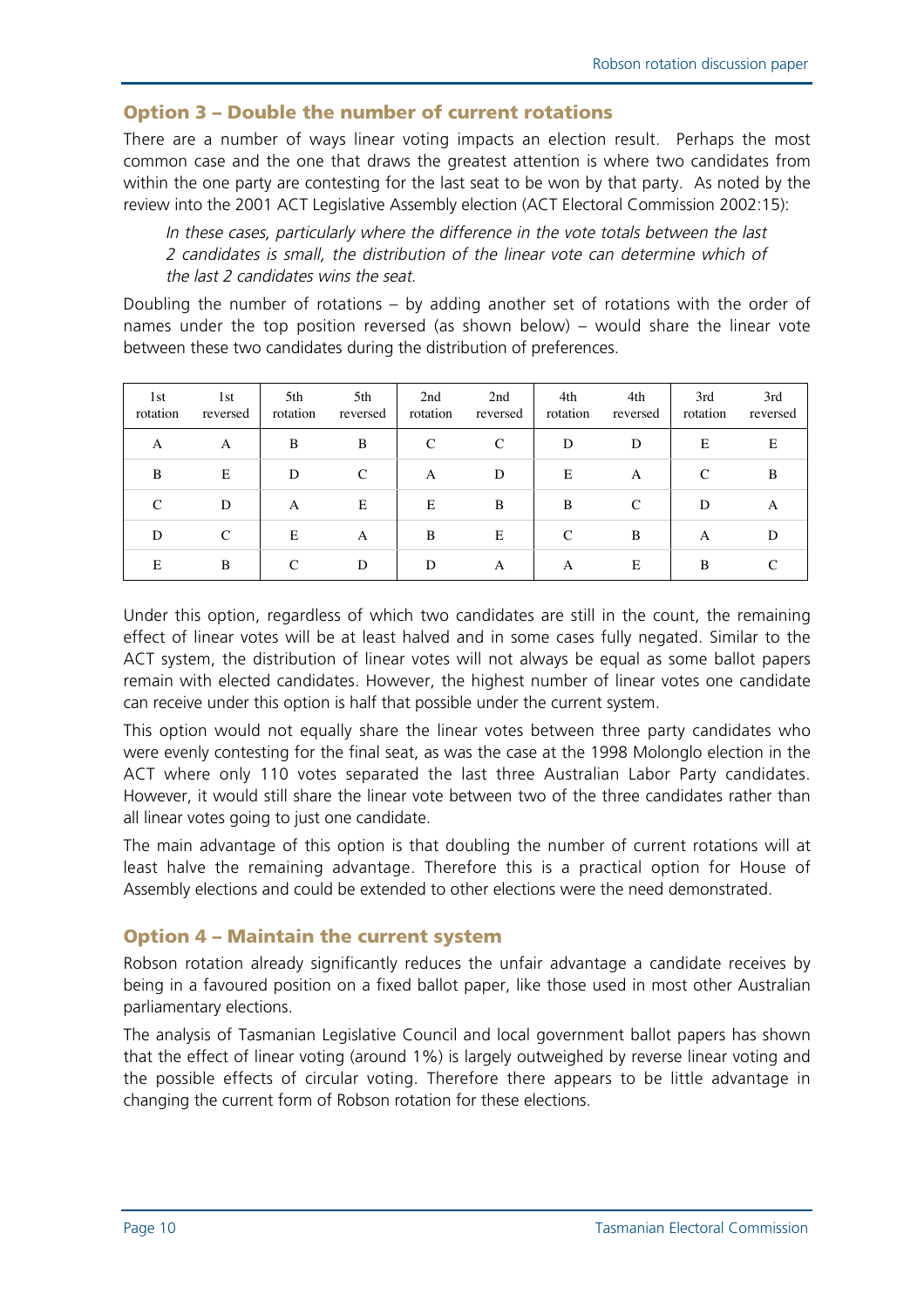## Option 3 – Double the number of current rotations

There are a number of ways linear voting impacts an election result. Perhaps the most common case and the one that draws the greatest attention is where two candidates from within the one party are contesting for the last seat to be won by that party. As noted by the review into the 2001 ACT Legislative Assembly election (ACT Electoral Commission 2002:15):

> *In these cases, particularly where the difference in the vote totals between the last 2 candidates is small, the distribution of the linear vote can determine which of the last 2 candidates wins the seat.*

Doubling the number of rotations – by adding another set of rotations with the order of names under the top position reversed (as shown below) – would share the linear vote between these two candidates during the distribution of preferences.

| 1st rotation | 1st reversed | 5th rotation | 5th reversed | 2nd rotation | 2nd reversed | 4th rotation | 4th reversed | 3rd rotation | 3rd reversed |
|---|---|---|---|---|---|---|---|---|---|
| A | A | B | B | C | C | D | D | E | E |
| B | E | D | C | A | D | E | A | C | B |
| C | D | A | E | E | B | B | C | D | A |
| D | C | E | A | B | E | C | B | A | D |
| E | B | C | D | D | A | A | E | B | C |

Under this option, regardless of which two candidates are still in the count, the remaining effect of linear votes will be at least halved and in some cases fully negated. Similar to the ACT system, the distribution of linear votes will not always be equal as some ballot papers remain with elected candidates. However, the highest number of linear votes one candidate can receive under this option is half that possible under the current system.

This option would not equally share the linear votes between three party candidates who were evenly contesting for the final seat, as was the case at the 1998 Molonglo election in the ACT where only 110 votes separated the last three Australian Labor Party candidates. However, it would still share the linear vote between two of the three candidates rather than all linear votes going to just one candidate.

The main advantage of this option is that doubling the number of current rotations will at least halve the remaining advantage. Therefore this is a practical option for House of Assembly elections and could be extended to other elections were the need demonstrated.

## Option 4 – Maintain the current system

Robson rotation already significantly reduces the unfair advantage a candidate receives by being in a favoured position on a fixed ballot paper, like those used in most other Australian parliamentary elections.

The analysis of Tasmanian Legislative Council and local government ballot papers has shown that the effect of linear voting (around 1%) is largely outweighed by reverse linear voting and the possible effects of circular voting. Therefore there appears to be little advantage in changing the current form of Robson rotation for these elections.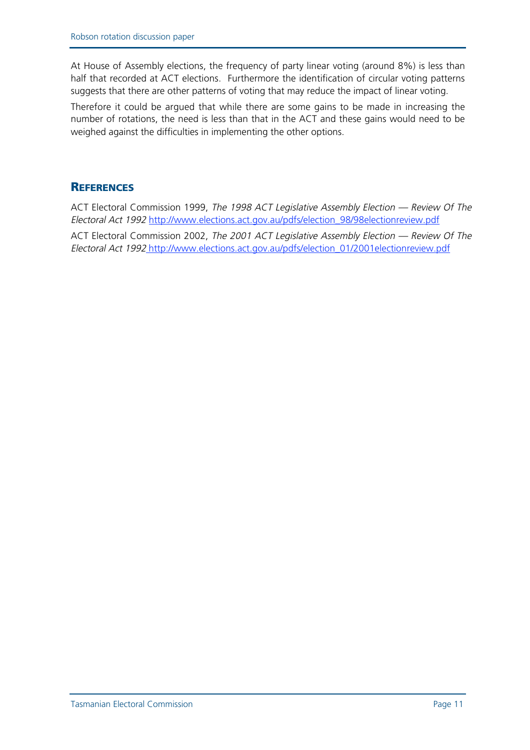At House of Assembly elections, the frequency of party linear voting (around 8%) is less than half that recorded at ACT elections. Furthermore the identification of circular voting patterns suggests that there are other patterns of voting that may reduce the impact of linear voting.

Therefore it could be argued that while there are some gains to be made in increasing the number of rotations, the need is less than that in the ACT and these gains would need to be weighed against the difficulties in implementing the other options.

## REFERENCES

ACT Electoral Commission 1999, *The 1998 ACT Legislative Assembly Election — Review Of The Electoral Act 1992* http://www.elections.act.gov.au/pdfs/election_98/98electionreview.pdf

ACT Electoral Commission 2002, *The 2001 ACT Legislative Assembly Election — Review Of The Electoral Act 1992* http://www.elections.act.gov.au/pdfs/election_01/2001electionreview.pdf